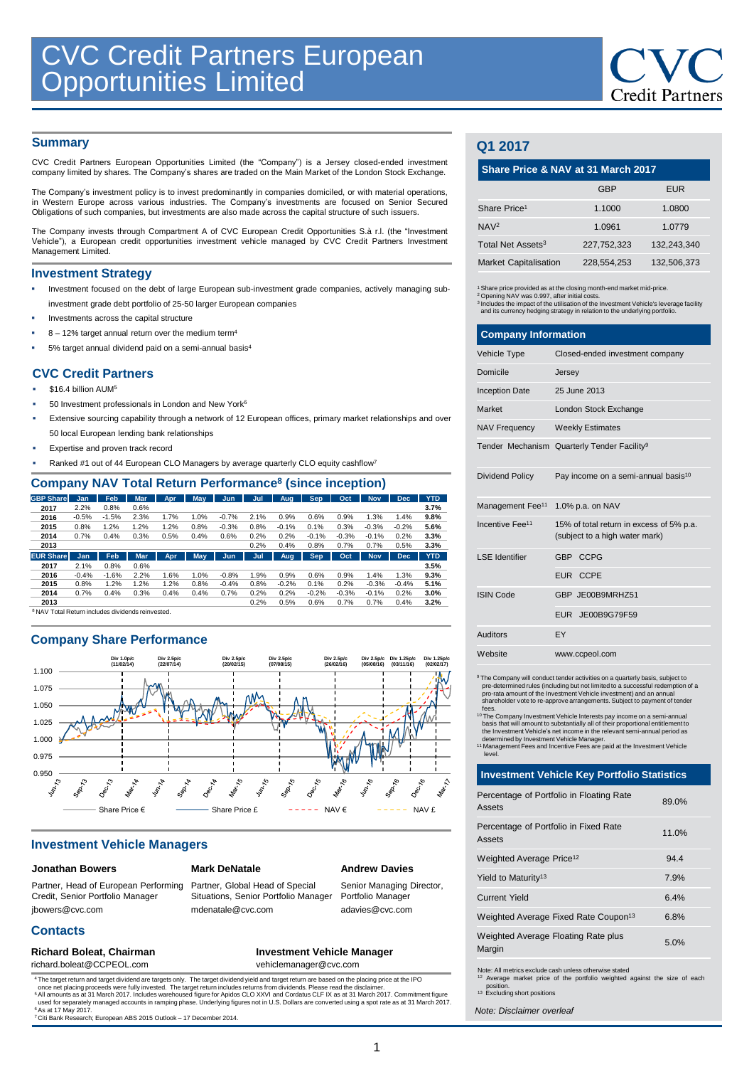# CVC Credit Partners European Opportunities Limited

## Summary

CVC Credit Partners European Opportunities Limited (the "Company") is a Jersey closed-ended investment company limited by shares. The Company's shares are traded on the Main Market of the London Stock Exchange.

The Company's investment policy is to invest predominantly in companies domiciled, or with material operations, in Western Europe across various industries. The Company's investments are focused on Senior Secured Obligations of such companies, but investments are also made across the capital structure of such issuers.

The Company invests through Compartment A of CVC European Credit Opportunities S.à r.l. (the "Investment Vehicle"), a European credit opportunities investment vehicle managed by CVC Credit Partners Investment Management Limited.

## Investment Strategy

- Investment focused on the debt of large European sub-investment grade companies, actively managing sub-investment grade debt portfolio of 25-50 larger European companies
- Investments across the capital structure
- 8 – 12% target annual return over the medium term[4]
- 5% target annual dividend paid on a semi-annual basis[4]

## CVC Credit Partners

- $16.4 billion AUM[5]
- 50 Investment professionals in London and New York[6]
- Extensive sourcing capability through a network of 12 European offices, primary market relationships and over 50 local European lending bank relationships
- Expertise and proven track record
- Ranked #1 out of 44 European CLO Managers by average quarterly CLO equity cashflow[7]

## Company NAV Total Return Performance[8] (since inception)

| GBP Share | Jan | Feb | Mar | Apr | May | Jun | Jul | Aug | Sep | Oct | Nov | Dec | YTD |
|---|---|---|---|---|---|---|---|---|---|---|---|---|---|
| 2017 | 2.2% | 0.8% | 0.6% | | | | | | | | | | 3.7% |
| 2016 | -0.5% | -1.5% | 2.3% | 1.7% | 1.0% | -0.7% | 2.1% | 0.9% | 0.6% | 0.9% | 1.3% | 1.4% | 9.8% |
| 2015 | 0.8% | 1.2% | 1.2% | 1.2% | 0.8% | -0.3% | 0.8% | -0.1% | 0.1% | 0.3% | -0.3% | -0.2% | 5.6% |
| 2014 | 0.7% | 0.4% | 0.3% | 0.5% | 0.4% | 0.6% | 0.2% | 0.2% | -0.1% | -0.3% | -0.1% | 0.2% | 3.3% |
| 2013 | | | | | | | 0.2% | 0.4% | 0.8% | 0.7% | 0.7% | 0.5% | 3.3% |
| **EUR Share** | **Jan** | **Feb** | **Mar** | **Apr** | **May** | **Jun** | **Jul** | **Aug** | **Sep** | **Oct** | **Nov** | **Dec** | **YTD** |
| 2017 | 2.1% | 0.8% | 0.6% | | | | | | | | | | 3.5% |
| 2016 | -0.4% | -1.6% | 2.2% | 1.6% | 1.0% | -0.8% | 1.9% | 0.9% | 0.6% | 0.9% | 1.4% | 1.3% | 9.3% |
| 2015 | 0.8% | 1.2% | 1.2% | 1.2% | 0.8% | -0.4% | 0.8% | -0.2% | 0.1% | 0.2% | -0.3% | -0.4% | 5.1% |
| 2014 | 0.7% | 0.4% | 0.3% | 0.4% | 0.4% | 0.7% | 0.2% | 0.2% | -0.2% | -0.3% | -0.1% | 0.2% | 3.0% |
| 2013 | | | | | | | 0.2% | 0.5% | 0.6% | 0.7% | 0.7% | 0.4% | 3.2% |

[8] NAV Total Return includes dividends reinvested.

## Company Share Performance

Div 1.0p/c (11/02/14), Div 2.5p/c (22/07/14), Div 2.5p/c (20/02/15), Div 2.5p/c (07/08/15), Div 2.5p/c (26/02/16), Div 2.5p/c (05/08/16), Div 1.25p/c (03/11/16), Div 1.25p/c (02/02/17)

Share Price € — Share Price £ — NAV € — NAV £

## Investment Vehicle Managers

**Jonathan Bowers**
Partner, Head of European Performing Credit, Senior Portfolio Manager
jbowers@cvc.com

**Mark DeNatale**
Partner, Global Head of Special Situations, Senior Portfolio Manager
mdenatale@cvc.com

**Andrew Davies**
Senior Managing Director, Portfolio Manager
adavies@cvc.com

## Contacts

**Richard Boleat, Chairman**
richard.boleat@CCPEOL.com

**Investment Vehicle Manager**
vehiclemanager@cvc.com

[4] The target return and target dividend are targets only. The target dividend yield and target return are based on the placing price at the IPO once net placing proceeds were fully invested. The target return includes returns from dividends. Please read the disclaimer.
[5] All amounts as at 31 March 2017. Includes warehoused figure for Apidos CLO XXVI and Cordatus CLF IX as at 31 March 2017. Commitment figure used for separately managed accounts in ramping phase. Underlying figures not in U.S. Dollars are converted using a spot rate as at 31 March 2017.
[6] As at 17 May 2017.
[7] Citi Bank Research; European ABS 2015 Outlook – 17 December 2014.

## Q1 2017

### Share Price & NAV at 31 March 2017

| | GBP | EUR |
|---|---|---|
| Share Price[1] | 1.1000 | 1.0800 |
| NAV[2] | 1.0961 | 1.0779 |
| Total Net Assets[3] | 227,752,323 | 132,243,340 |
| Market Capitalisation | 228,554,253 | 132,506,373 |

[1] Share price provided as at the closing month-end market mid-price.
[2] Opening NAV was 0.997, after initial costs.
[3] Includes the impact of the utilisation of the Investment Vehicle's leverage facility and its currency hedging strategy in relation to the underlying portfolio.

### Company Information

| | |
|---|---|
| Vehicle Type | Closed-ended investment company |
| Domicile | Jersey |
| Inception Date | 25 June 2013 |
| Market | London Stock Exchange |
| NAV Frequency | Weekly Estimates |
| Tender Mechanism | Quarterly Tender Facility[9] |
| Dividend Policy | Pay income on a semi-annual basis[10] |
| Management Fee[11] | 1.0% p.a. on NAV |
| Incentive Fee[11] | 15% of total return in excess of 5% p.a. (subject to a high water mark) |
| LSE Identifier | GBP CCPG |
| | EUR CCPE |
| ISIN Code | GBP JE00B9MRHZ51 |
| | EUR JE00B9G79F59 |
| Auditors | EY |
| Website | www.ccpeol.com |

[9] The Company will conduct tender activities on a quarterly basis, subject to pre-determined rules (including but not limited to a successful redemption of a pro-rata amount of the Investment Vehicle investment) and an annual shareholder vote to re-approve arrangements. Subject to payment of tender fees.
[10] The Company Investment Vehicle Interests pay income on a semi-annual basis that will amount to substantially all of their proportional entitlement to the Investment Vehicle's net income in the relevant semi-annual period as determined by Investment Vehicle Manager.
[11] Management Fees and Incentive Fees are paid at the Investment Vehicle level.

### Investment Vehicle Key Portfolio Statistics

| | |
|---|---|
| Percentage of Portfolio in Floating Rate Assets | 89.0% |
| Percentage of Portfolio in Fixed Rate Assets | 11.0% |
| Weighted Average Price[12] | 94.4 |
| Yield to Maturity[13] | 7.9% |
| Current Yield | 6.4% |
| Weighted Average Fixed Rate Coupon[13] | 6.8% |
| Weighted Average Floating Rate plus Margin | 5.0% |

Note: All metrics exclude cash unless otherwise stated
[12] Average market price of the portfolio weighted against the size of each position.
[13] Excluding short positions

*Note: Disclaimer overleaf*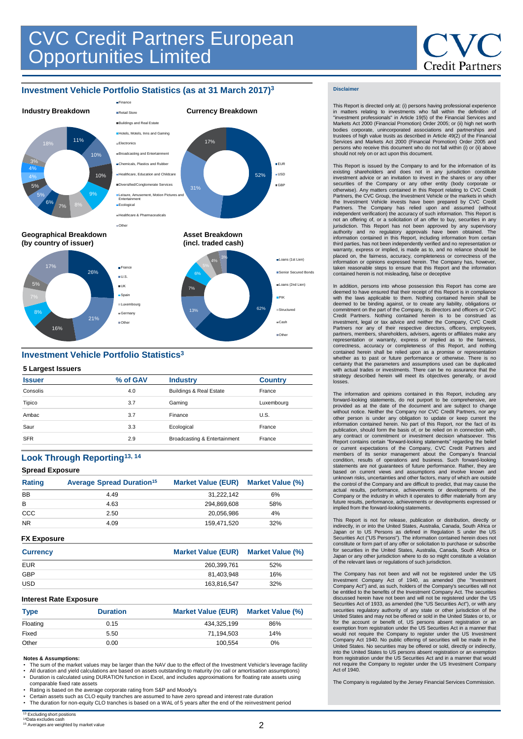# CVC Credit Partners European Opportunities Limited

CVC Credit Partners

## Investment Vehicle Portfolio Statistics (as at 31 March 2017)[3]

### Industry Breakdown

11%
10%
10%
9%
8%
7%
6%
5%
5%
4%
4%
3%
18%

Finance
Retail Store
Buildings and Real Estate
Hotels, Motels, Inns and Gaming
Electronics
Broadcasting and Entertainment
Chemicals, Plastics and Rubber
Healthcare, Education and Childcare
Diversified/Conglomerate Services
Leisure, Amusement, Motion Pictures and Entertainment
Ecological
Healthcare & Pharmaceuticals
Other

### Currency Breakdown

52%
31%
17%

EUR
USD
GBP

### Geographical Breakdown (by country of issuer)

26%
21%
16%
8%
7%
5%
17%

France
U.S.
UK
Spain
Luxembourg
Germany
Other

### Asset Breakdown (incl. traded cash)

62%
13%
7%
6%
5%
4%
3%

Loans (1st Lien)
Senior Secured Bonds
Loans (2nd Lien)
PIK
Structured
Cash
Other

## Investment Vehicle Portfolio Statistics[3]

### 5 Largest Issuers

| Issuer | % of GAV | Industry | Country |
|---|---|---|---|
| Consolis | 4.0 | Buildings & Real Estate | France |
| Tipico | 3.7 | Gaming | Luxembourg |
| Ambac | 3.7 | Finance | U.S. |
| Saur | 3.3 | Ecological | France |
| SFR | 2.9 | Broadcasting & Entertainment | France |

## Look Through Reporting[13, 14]

### Spread Exposure

| Rating | Average Spread Duration[15] | Market Value (EUR) | Market Value (%) |
|---|---|---|---|
| BB | 4.49 | 31,222,142 | 6% |
| B | 4.63 | 294,869,608 | 58% |
| CCC | 2.50 | 20,056,986 | 4% |
| NR | 4.09 | 159,471,520 | 32% |

### FX Exposure

| Currency | Market Value (EUR) | Market Value (%) |
|---|---|---|
| EUR | 260,399,761 | 52% |
| GBP | 81,403,948 | 16% |
| USD | 163,816,547 | 32% |

### Interest Rate Exposure

| Type | Duration | Market Value (EUR) | Market Value (%) |
|---|---|---|---|
| Floating | 0.15 | 434,325,199 | 86% |
| Fixed | 5.50 | 71,194,503 | 14% |
| Other | 0.00 | 100,554 | 0% |

**Notes & Assumptions:**

- The sum of the market values may be larger than the NAV due to the effect of the Investment Vehicle's leverage facility
- All duration and yield calculations are based on assets outstanding to maturity (no call or amortisation assumptions)
- Duration is calculated using DURATION function in Excel, and includes approximations for floating rate assets using comparable fixed rate assets
- Rating is based on the average corporate rating from S&P and Moody's
- Certain assets such as CLO equity tranches are assumed to have zero spread and interest rate duration
- The duration for non-equity CLO tranches is based on a WAL of 5 years after the end of the reinvestment period

### Disclaimer

This Report is directed only at: (i) persons having professional experience in matters relating to investments who fall within the definition of "investment professionals" in Article 19(5) of the Financial Services and Markets Act 2000 (Financial Promotion) Order 2005; or (ii) high net worth bodies corporate, unincorporated associations and partnerships and trustees of high value trusts as described in Article 49(2) of the Financial Services and Markets Act 2000 (Financial Promotion) Order 2005 and persons who receive this document who do not fall within (i) or (ii) above should not rely on or act upon this document.

This Report is issued by the Company to and for the information of its existing shareholders and does not in any jurisdiction constitute investment advice or an invitation to invest in the shares or any other securities of the Company or any other entity (body corporate or otherwise). Any matters contained in this Report relating to CVC Credit Partners, the CVC Group, the Investment Vehicle or the markets in which the Investment Vehicle invests have been prepared by CVC Credit Partners. The Company has relied upon and assumed (without independent verification) the accuracy of such information. This Report is not an offering of, or a solicitation of an offer to buy, securities in any jurisdiction. This Report has not been approved by any supervisory authority and no regulatory approvals have been obtained. The information contained in this Report, including information from certain third parties, has not been independently verified and no representation or warranty, express or implied, is made as to, and no reliance should be placed on, the fairness, accuracy, completeness or correctness of the information or opinions expressed herein. The Company has, however, taken reasonable steps to ensure that this Report and the information contained herein is not misleading, false or deceptive

In addition, persons into whose possession this Report has come are deemed to have ensured that their receipt of this Report is in compliance with the laws applicable to them. Nothing contained herein shall be deemed to be binding against, or to create any liability, obligations or commitment on the part of the Company, its directors and officers or CVC Credit Partners. Nothing contained herein is to be construed as investment, legal or tax advice and neither the Company, CVC Credit Partners nor any of their respective directors, officers, employees, partners, members, shareholders, advisers, agents or affiliates make any representation or warranty, express or implied as to the fairness, correctness, accuracy or completeness of this Report, and nothing contained herein shall be relied upon as a promise or representation whether as to past or future performance or otherwise. There is no certainty that the parameters and assumptions used can be duplicated with actual trades or investments. There can be no assurance that the strategy described herein will meet its objectives generally, or avoid losses.

The information and opinions contained in this Report, including any forward-looking statements, do not purport to be comprehensive, are provided as at the date of the document and are subject to change without notice. Neither the Company nor CVC Credit Partners, nor any other person is under any obligation to update or keep current the information contained herein. No part of this Report, nor the fact of its publication, should form the basis of, or be relied on in connection with, any contract or commitment or investment decision whatsoever. This Report contains certain "forward-looking statements" regarding the belief or current expectations of the Company, CVC Credit Partners and members of its senior management about the Company's financial condition, results of operations and business. Such forward-looking statements are not guarantees of future performance. Rather, they are based on current views and assumptions and involve known and unknown risks, uncertainties and other factors, many of which are outside the control of the Company and are difficult to predict, that may cause the actual results, performance, achievements or developments of the Company or the industry in which it operates to differ materially from any future results, performance, achievements or developments expressed or implied from the forward-looking statements.

This Report is not for release, publication or distribution, directly or indirectly, in or into the United States, Australia, Canada, South Africa or Japan or to US Persons as defined in Regulation S under the US Securities Act ("US Persons"). The information contained herein does not constitute or form part of any offer or solicitation to purchase or subscribe for securities in the United States, Australia, Canada, South Africa or Japan or any other jurisdiction where to do so might constitute a violation of the relevant laws or regulations of such jurisdiction.

The Company has not been and will not be registered under the US Investment Company Act of 1940, as amended (the "Investment Company Act") and, as such, holders of the Company's securities will not be entitled to the benefits of the Investment Company Act. The securities discussed herein have not been and will not be registered under the US Securities Act of 1933, as amended (the "US Securities Act"), or with any securities regulatory authority of any state or other jurisdiction of the United States and may not be offered or sold in the United States or to, or for the account or benefit of, US persons absent registration or an exemption from registration under the US Securities Act in a manner that would not require the Company to register under the US Investment Company Act 1940. No public offering of securities will be made in the United States. No securities may be offered or sold, directly or indirectly, into the United States to US persons absent registration or an exemption from registration under the US Securities Act and in a manner that would not require the Company to register under the US Investment Company Act of 1940.

The Company is regulated by the Jersey Financial Services Commission.

[13] Excluding short positions
[14] Data excludes cash
[15] Averages are weighted by market value